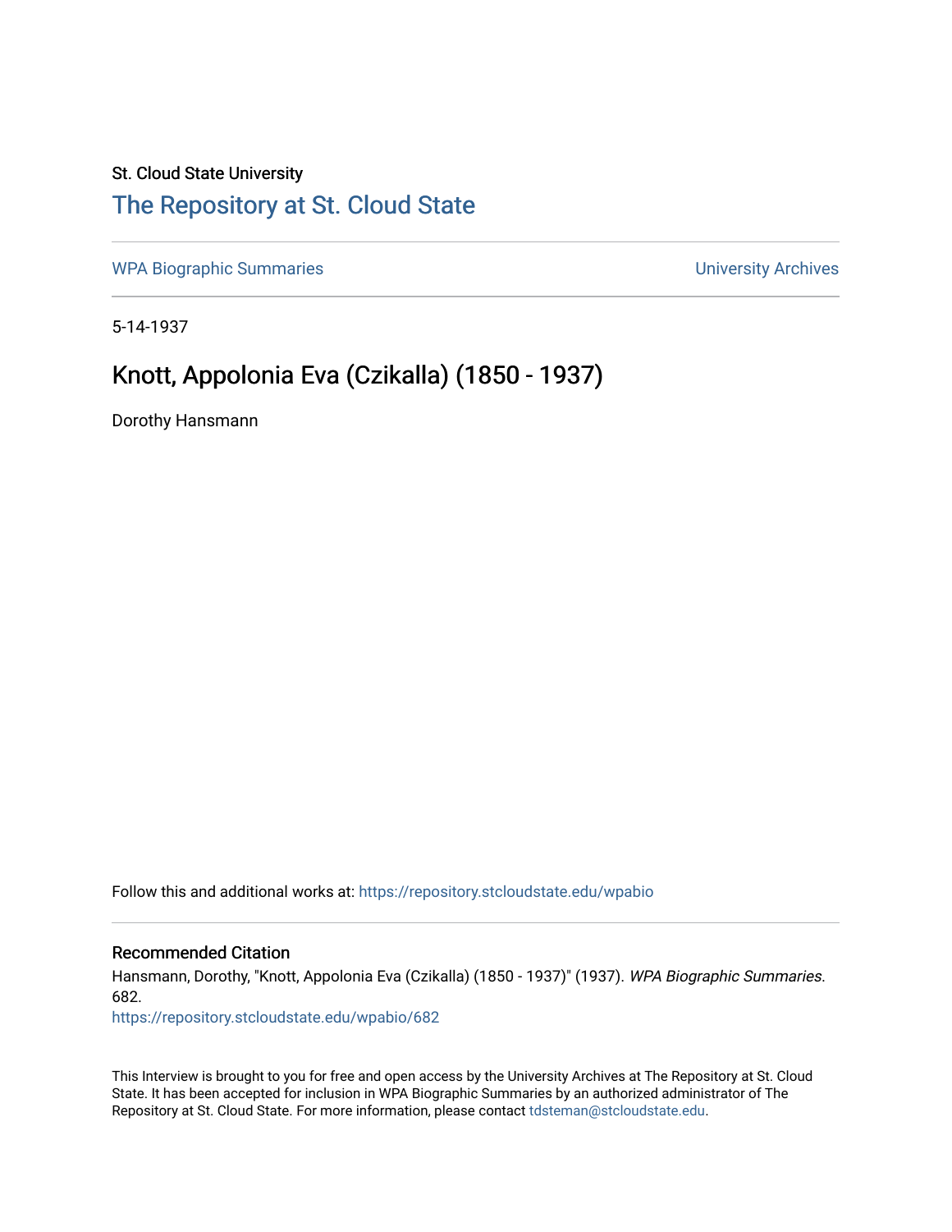St. Cloud State University

# The Repository at St. Cloud State

WPA Biographic Summaries | University Archives

5-14-1937

## Knott, Appolonia Eva (Czikalla) (1850 - 1937)

Dorothy Hansmann

Follow this and additional works at: https://repository.stcloudstate.edu/wpabio

### Recommended Citation

Hansmann, Dorothy, "Knott, Appolonia Eva (Czikalla) (1850 - 1937)" (1937). *WPA Biographic Summaries*. 682.
https://repository.stcloudstate.edu/wpabio/682

This Interview is brought to you for free and open access by the University Archives at The Repository at St. Cloud State. It has been accepted for inclusion in WPA Biographic Summaries by an authorized administrator of The Repository at St. Cloud State. For more information, please contact tdsteman@stcloudstate.edu.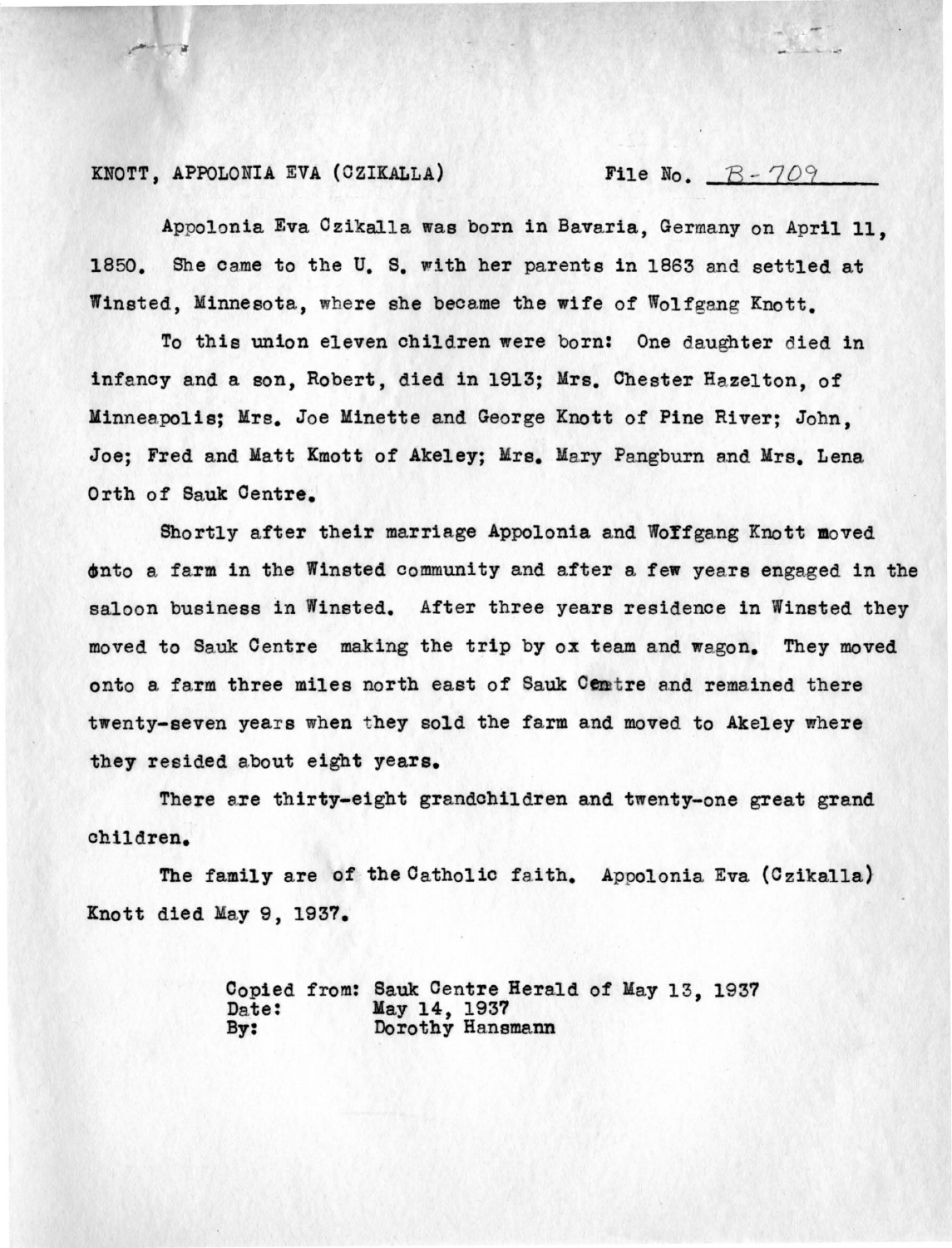KNOTT, APPOLONIA EVA (CZIKALLA) File No. B-709

Appolonia Eva Czikalla was born in Bavaria, Germany on April 11, 1850. She came to the U. S. with her parents in 1863 and settled at Winsted, Minnesota, where she became the wife of Wolfgang Knott.

To this union eleven children were born: One daughter died in infancy and a son, Robert, died in 1913; Mrs. Chester Hazelton, of Minneapolis; Mrs. Joe Minette and George Knott of Pine River; John, Joe; Fred and Matt Kmott of Akeley; Mrs. Mary Pangburn and Mrs. Lena Orth of Sauk Centre.

Shortly after their marriage Appolonia and Woffgang Knott moved onto a farm in the Winsted community and after a few years engaged in the saloon business in Winsted. After three years residence in Winsted they moved to Sauk Centre making the trip by ox team and wagon. They moved onto a farm three miles north east of Sauk Centre and remained there twenty-seven years when they sold the farm and moved to Akeley where they resided about eight years.

There are thirty-eight grandchildren and twenty-one great grand children.

The family are of the Catholic faith. Appolonia Eva (Czikalla) Knott died May 9, 1937.

Copied from: Sauk Centre Herald of May 13, 1937
Date: May 14, 1937
By: Dorothy Hansmann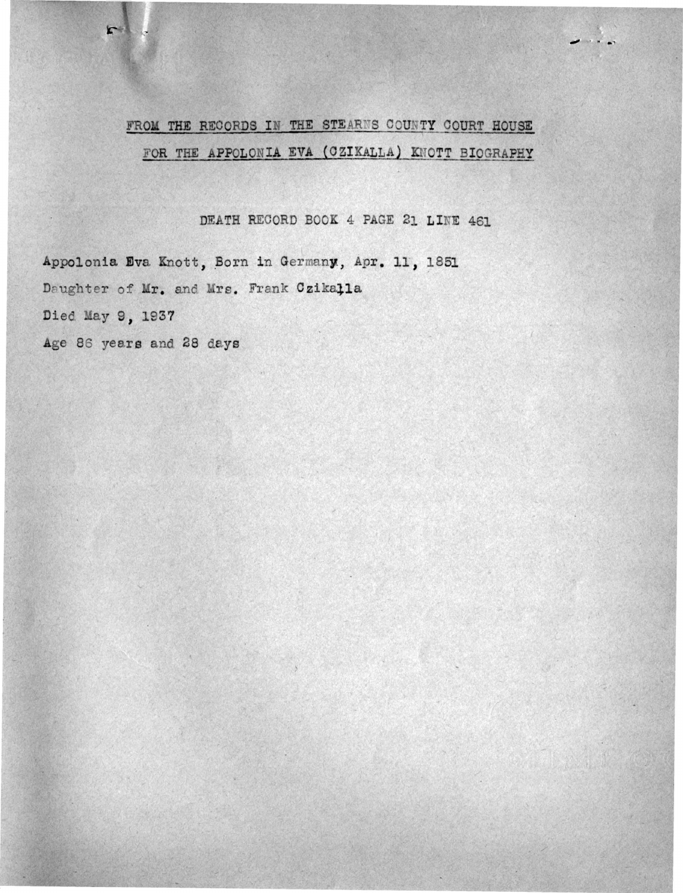FROM THE RECORDS IN THE STEARNS COUNTY COURT HOUSE

FOR THE APPOLONIA EVA (CZIKALLA) KNOTT BIOGRAPHY

DEATH RECORD BOOK 4 PAGE 21 LINE 461

Appolonia Eva Knott, Born in Germany, Apr. 11, 1851

Daughter of Mr. and Mrs. Frank Czikalla

Died May 9, 1937

Age 86 years and 28 days